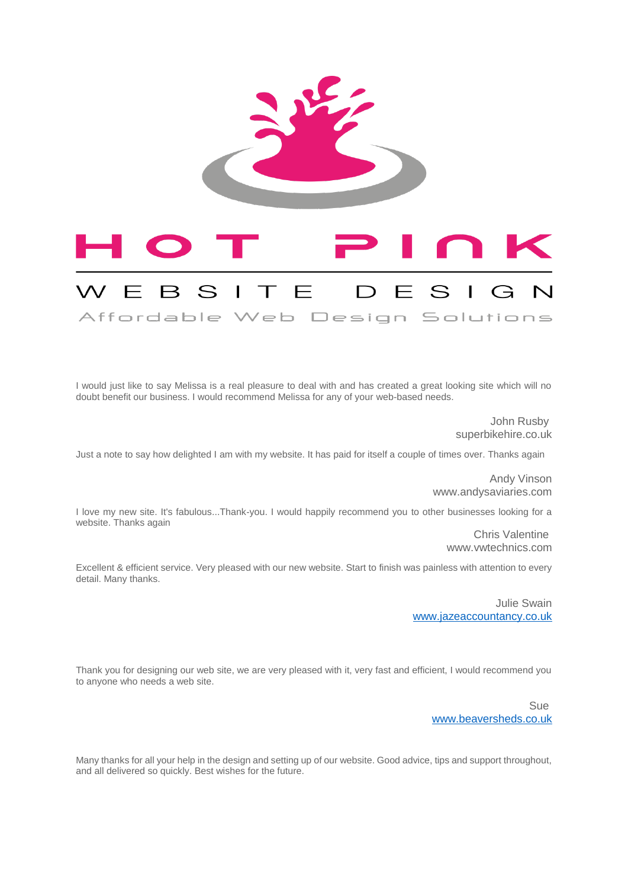# HOT PINK

## WEBSITE DESIGN

Affordable Web Design Solutions

I would just like to say Melissa is a real pleasure to deal with and has created a great looking site which will no doubt benefit our business. I would recommend Melissa for any of your web-based needs.

John Rusby
superbikehire.co.uk

Just a note to say how delighted I am with my website. It has paid for itself a couple of times over. Thanks again

Andy Vinson
www.andysaviaries.com

I love my new site. It's fabulous...Thank-you. I would happily recommend you to other businesses looking for a website. Thanks again

Chris Valentine
www.vwtechnics.com

Excellent & efficient service. Very pleased with our new website. Start to finish was painless with attention to every detail. Many thanks.

Julie Swain
www.jazeaccountancy.co.uk

Thank you for designing our web site, we are very pleased with it, very fast and efficient, I would recommend you to anyone who needs a web site.

Sue
www.beaversheds.co.uk

Many thanks for all your help in the design and setting up of our website. Good advice, tips and support throughout, and all delivered so quickly. Best wishes for the future.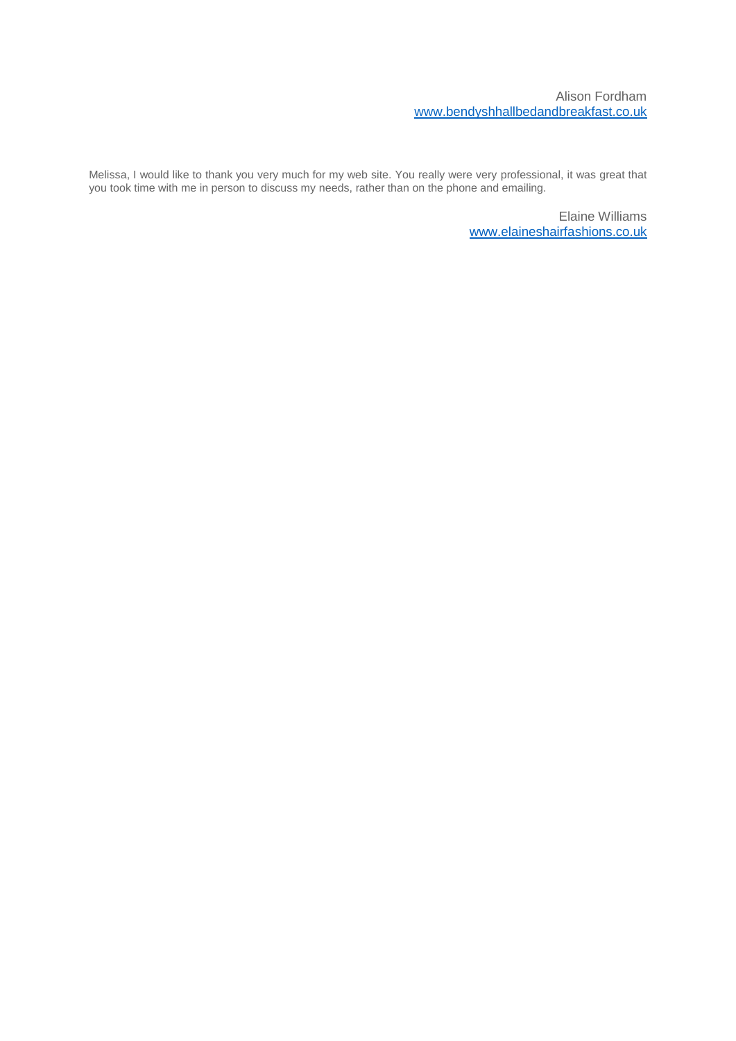Alison Fordham
[www.bendyshhallbedandbreakfast.co.uk](http://www.bendyshhallbedandbreakfast.co.uk)

Melissa, I would like to thank you very much for my web site. You really were very professional, it was great that you took time with me in person to discuss my needs, rather than on the phone and emailing.

Elaine Williams
[www.elaineshairfashions.co.uk](http://www.elaineshairfashions.co.uk)